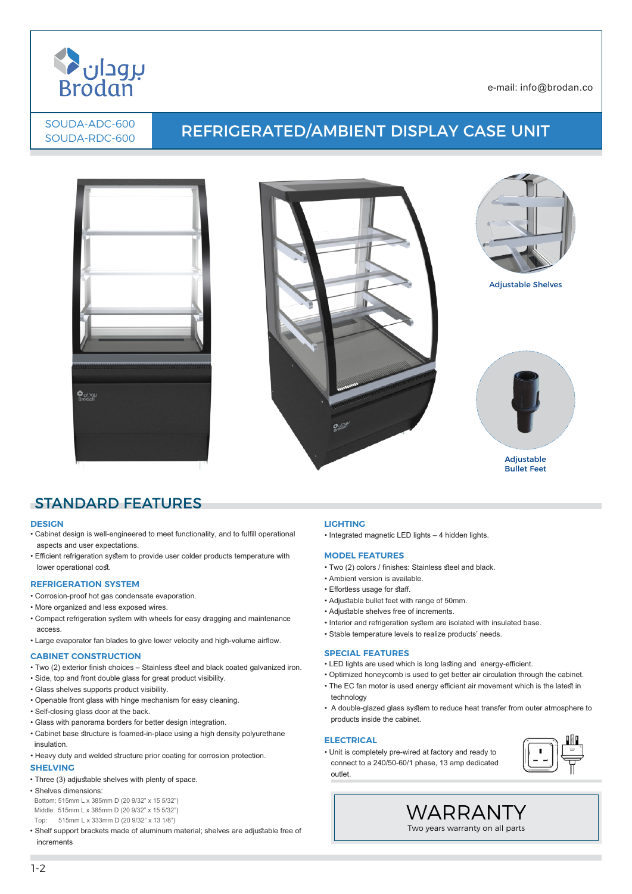برودان
Brodan

e-mail: info@brodan.co

SOUDA-ADC-600
SOUDA-RDC-600

# REFRIGERATED/AMBIENT DISPLAY CASE UNIT

Adjustable Shelves

Adjustable Bullet Feet

## STANDARD FEATURES

### DESIGN

- Cabinet design is well-engineered to meet functionality, and to fulfill operational aspects and user expectations.
- Efficient refrigeration system to provide user colder products temperature with lower operational cost.

### REFRIGERATION SYSTEM

- Corrosion-proof hot gas condensate evaporation.
- More organized and less exposed wires.
- Compact refrigeration system with wheels for easy dragging and maintenance access.
- Large evaporator fan blades to give lower velocity and high-volume airflow.

### CABINET CONSTRUCTION

- Two (2) exterior finish choices – Stainless steel and black coated galvanized iron.
- Side, top and front double glass for great product visibility.
- Glass shelves supports product visibility.
- Openable front glass with hinge mechanism for easy cleaning.
- Self-closing glass door at the back.
- Glass with panorama borders for better design integration.
- Cabinet base structure is foamed-in-place using a high density polyurethane insulation.
- Heavy duty and welded structure prior coating for corrosion protection.

### SHELVING

- Three (3) adjustable shelves with plenty of space.
- Shelves dimensions:
  Bottom: 515mm L x 385mm D (20 9/32" x 15 5/32")
  Middle: 515mm L x 385mm D (20 9/32" x 15 5/32")
  Top: 515mm L x 333mm D (20 9/32" x 13 1/8")
- Shelf support brackets made of aluminum material; shelves are adjustable free of increments

### LIGHTING

- Integrated magnetic LED lights – 4 hidden lights.

### MODEL FEATURES

- Two (2) colors / finishes: Stainless steel and black.
- Ambient version is available.
- Effortless usage for staff.
- Adjustable bullet feet with range of 50mm.
- Adjustable shelves free of increments.
- Interior and refrigeration system are isolated with insulated base.
- Stable temperature levels to realize products' needs.

### SPECIAL FEATURES

- LED lights are used which is long lasting and energy-efficient.
- Optimized honeycomb is used to get better air circulation through the cabinet.
- The EC fan motor is used energy efficient air movement which is the latest in technology
- A double-glazed glass system to reduce heat transfer from outer atmosphere to products inside the cabinet.

### ELECTRICAL

- Unit is completely pre-wired at factory and ready to connect to a 240/50-60/1 phase, 13 amp dedicated outlet.

## WARRANTY

Two years warranty on all parts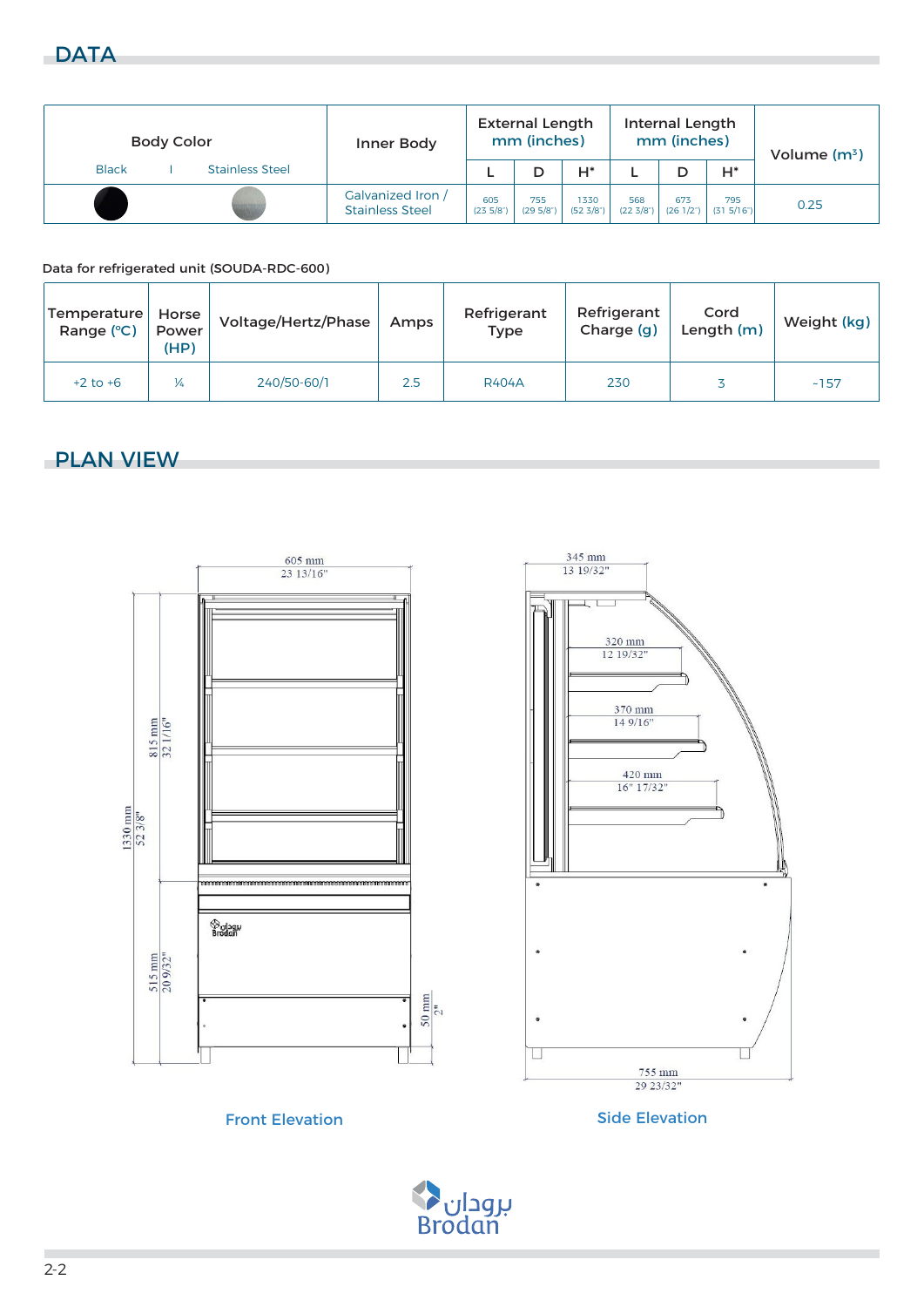## DATA

| Body Color | | Inner Body | External Length mm (inches) | | | Internal Length mm (inches) | | | Volume (m³) |
|---|---|---|---|---|---|---|---|---|---|
| Black | Stainless Steel | | L | D | H* | L | D | H* | |
| | | Galvanized Iron / Stainless Steel | 605 (23 5/8") | 755 (29 5/8") | 1330 (52 3/8") | 568 (22 3/8") | 673 (26 1/2") | 795 (31 5/16") | 0.25 |

Data for refrigerated unit (SOUDA-RDC-600)

| Temperature Range (°C) | Horse Power (HP) | Voltage/Hertz/Phase | Amps | Refrigerant Type | Refrigerant Charge (g) | Cord Length (m) | Weight (kg) |
|---|---|---|---|---|---|---|---|
| +2 to +6 | ¼ | 240/50-60/1 | 2.5 | R404A | 230 | 3 | ~157 |

## PLAN VIEW

605 mm
23 13/16"
815 mm
32 1/16"
1330 mm
52 3/8"
515 mm
20 9/32"
50 mm
2"

Front Elevation

345 mm
13 19/32"
320 mm
12 19/32"
370 mm
14 9/16"
420 mm
16" 17/32"
755 mm
29 23/32"

Side Elevation